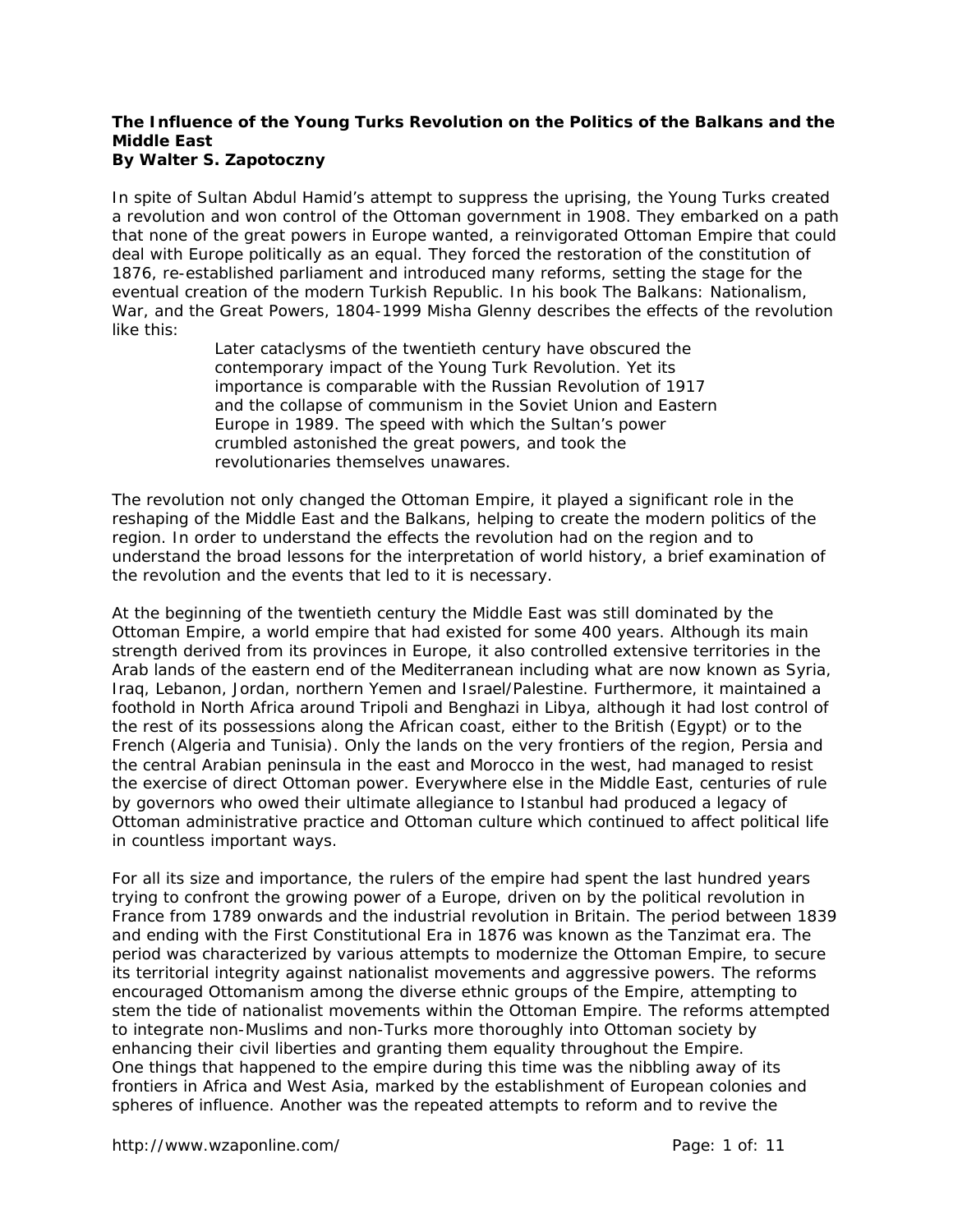# The Influence of the Young Turks Revolution on the Politics of the Balkans and the Middle East

**By Walter S. Zapotoczny**

In spite of Sultan Abdul Hamid's attempt to suppress the uprising, the Young Turks created a revolution and won control of the Ottoman government in 1908. They embarked on a path that none of the great powers in Europe wanted, a reinvigorated Ottoman Empire that could deal with Europe politically as an equal. They forced the restoration of the constitution of 1876, re-established parliament and introduced many reforms, setting the stage for the eventual creation of the modern Turkish Republic. In his book The Balkans: Nationalism, War, and the Great Powers, 1804-1999 Misha Glenny describes the effects of the revolution like this:

> Later cataclysms of the twentieth century have obscured the contemporary impact of the Young Turk Revolution. Yet its importance is comparable with the Russian Revolution of 1917 and the collapse of communism in the Soviet Union and Eastern Europe in 1989. The speed with which the Sultan's power crumbled astonished the great powers, and took the revolutionaries themselves unawares.

The revolution not only changed the Ottoman Empire, it played a significant role in the reshaping of the Middle East and the Balkans, helping to create the modern politics of the region. In order to understand the effects the revolution had on the region and to understand the broad lessons for the interpretation of world history, a brief examination of the revolution and the events that led to it is necessary.

At the beginning of the twentieth century the Middle East was still dominated by the Ottoman Empire, a world empire that had existed for some 400 years. Although its main strength derived from its provinces in Europe, it also controlled extensive territories in the Arab lands of the eastern end of the Mediterranean including what are now known as Syria, Iraq, Lebanon, Jordan, northern Yemen and Israel/Palestine. Furthermore, it maintained a foothold in North Africa around Tripoli and Benghazi in Libya, although it had lost control of the rest of its possessions along the African coast, either to the British (Egypt) or to the French (Algeria and Tunisia). Only the lands on the very frontiers of the region, Persia and the central Arabian peninsula in the east and Morocco in the west, had managed to resist the exercise of direct Ottoman power. Everywhere else in the Middle East, centuries of rule by governors who owed their ultimate allegiance to Istanbul had produced a legacy of Ottoman administrative practice and Ottoman culture which continued to affect political life in countless important ways.

For all its size and importance, the rulers of the empire had spent the last hundred years trying to confront the growing power of a Europe, driven on by the political revolution in France from 1789 onwards and the industrial revolution in Britain. The period between 1839 and ending with the First Constitutional Era in 1876 was known as the Tanzimat era. The period was characterized by various attempts to modernize the Ottoman Empire, to secure its territorial integrity against nationalist movements and aggressive powers. The reforms encouraged Ottomanism among the diverse ethnic groups of the Empire, attempting to stem the tide of nationalist movements within the Ottoman Empire. The reforms attempted to integrate non-Muslims and non-Turks more thoroughly into Ottoman society by enhancing their civil liberties and granting them equality throughout the Empire.
One things that happened to the empire during this time was the nibbling away of its frontiers in Africa and West Asia, marked by the establishment of European colonies and spheres of influence. Another was the repeated attempts to reform and to revive the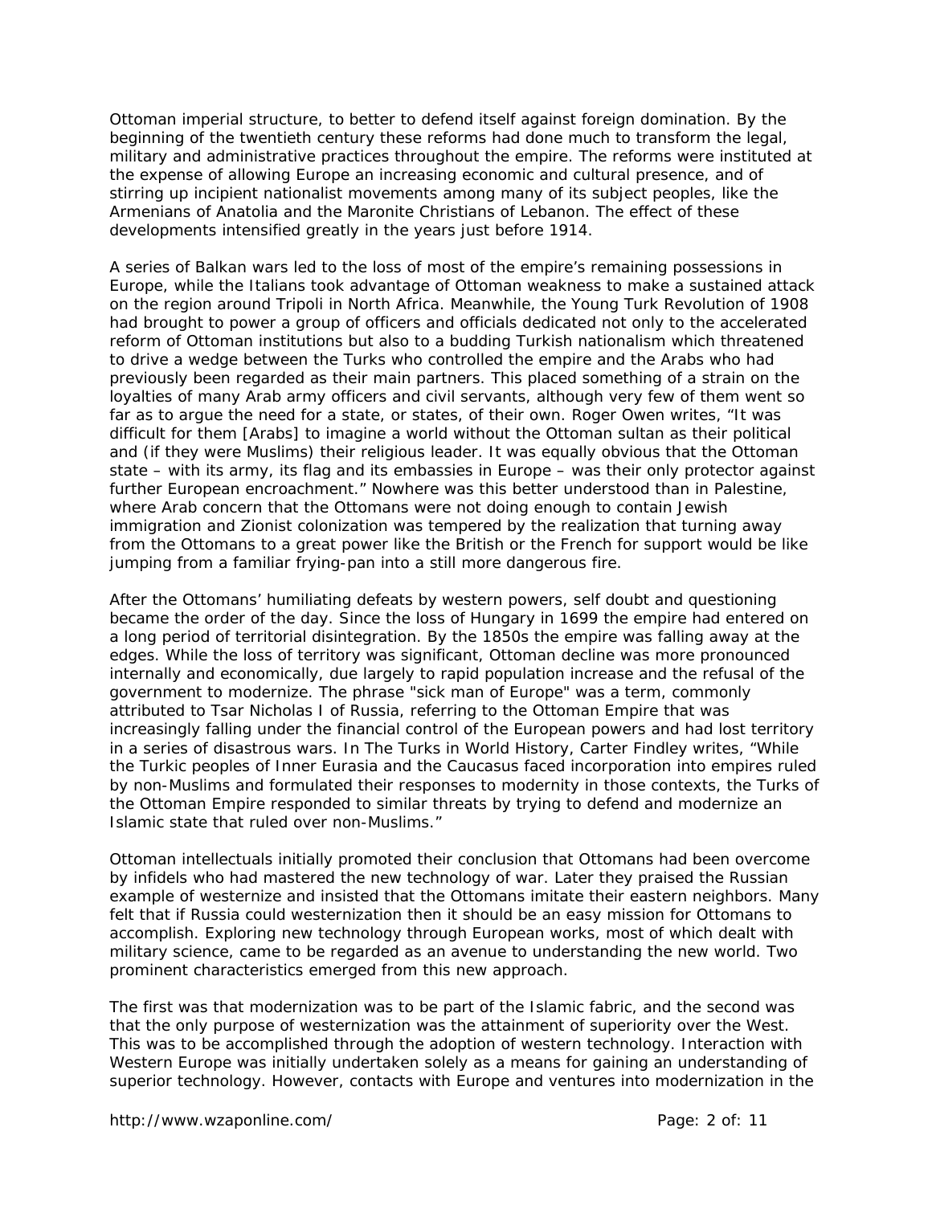Ottoman imperial structure, to better to defend itself against foreign domination. By the beginning of the twentieth century these reforms had done much to transform the legal, military and administrative practices throughout the empire. The reforms were instituted at the expense of allowing Europe an increasing economic and cultural presence, and of stirring up incipient nationalist movements among many of its subject peoples, like the Armenians of Anatolia and the Maronite Christians of Lebanon. The effect of these developments intensified greatly in the years just before 1914.

A series of Balkan wars led to the loss of most of the empire's remaining possessions in Europe, while the Italians took advantage of Ottoman weakness to make a sustained attack on the region around Tripoli in North Africa. Meanwhile, the Young Turk Revolution of 1908 had brought to power a group of officers and officials dedicated not only to the accelerated reform of Ottoman institutions but also to a budding Turkish nationalism which threatened to drive a wedge between the Turks who controlled the empire and the Arabs who had previously been regarded as their main partners. This placed something of a strain on the loyalties of many Arab army officers and civil servants, although very few of them went so far as to argue the need for a state, or states, of their own. Roger Owen writes, "It was difficult for them [Arabs] to imagine a world without the Ottoman sultan as their political and (if they were Muslims) their religious leader. It was equally obvious that the Ottoman state – with its army, its flag and its embassies in Europe – was their only protector against further European encroachment." Nowhere was this better understood than in Palestine, where Arab concern that the Ottomans were not doing enough to contain Jewish immigration and Zionist colonization was tempered by the realization that turning away from the Ottomans to a great power like the British or the French for support would be like jumping from a familiar frying-pan into a still more dangerous fire.

After the Ottomans' humiliating defeats by western powers, self doubt and questioning became the order of the day. Since the loss of Hungary in 1699 the empire had entered on a long period of territorial disintegration. By the 1850s the empire was falling away at the edges. While the loss of territory was significant, Ottoman decline was more pronounced internally and economically, due largely to rapid population increase and the refusal of the government to modernize. The phrase "sick man of Europe" was a term, commonly attributed to Tsar Nicholas I of Russia, referring to the Ottoman Empire that was increasingly falling under the financial control of the European powers and had lost territory in a series of disastrous wars. In The Turks in World History, Carter Findley writes, "While the Turkic peoples of Inner Eurasia and the Caucasus faced incorporation into empires ruled by non-Muslims and formulated their responses to modernity in those contexts, the Turks of the Ottoman Empire responded to similar threats by trying to defend and modernize an Islamic state that ruled over non-Muslims."

Ottoman intellectuals initially promoted their conclusion that Ottomans had been overcome by infidels who had mastered the new technology of war. Later they praised the Russian example of westernize and insisted that the Ottomans imitate their eastern neighbors. Many felt that if Russia could westernization then it should be an easy mission for Ottomans to accomplish. Exploring new technology through European works, most of which dealt with military science, came to be regarded as an avenue to understanding the new world. Two prominent characteristics emerged from this new approach.

The first was that modernization was to be part of the Islamic fabric, and the second was that the only purpose of westernization was the attainment of superiority over the West. This was to be accomplished through the adoption of western technology. Interaction with Western Europe was initially undertaken solely as a means for gaining an understanding of superior technology. However, contacts with Europe and ventures into modernization in the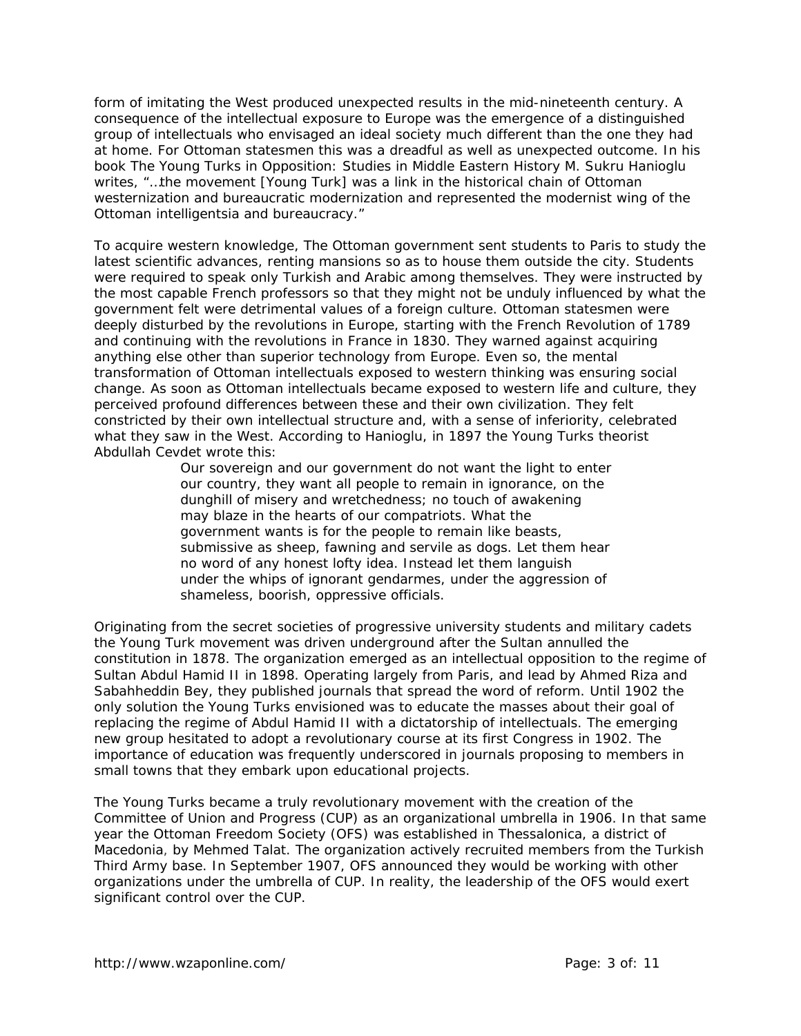form of imitating the West produced unexpected results in the mid-nineteenth century. A consequence of the intellectual exposure to Europe was the emergence of a distinguished group of intellectuals who envisaged an ideal society much different than the one they had at home. For Ottoman statesmen this was a dreadful as well as unexpected outcome. In his book The Young Turks in Opposition: Studies in Middle Eastern History M. Sukru Hanioglu writes, "…the movement [Young Turk] was a link in the historical chain of Ottoman westernization and bureaucratic modernization and represented the modernist wing of the Ottoman intelligentsia and bureaucracy."

To acquire western knowledge, The Ottoman government sent students to Paris to study the latest scientific advances, renting mansions so as to house them outside the city. Students were required to speak only Turkish and Arabic among themselves. They were instructed by the most capable French professors so that they might not be unduly influenced by what the government felt were detrimental values of a foreign culture. Ottoman statesmen were deeply disturbed by the revolutions in Europe, starting with the French Revolution of 1789 and continuing with the revolutions in France in 1830. They warned against acquiring anything else other than superior technology from Europe. Even so, the mental transformation of Ottoman intellectuals exposed to western thinking was ensuring social change. As soon as Ottoman intellectuals became exposed to western life and culture, they perceived profound differences between these and their own civilization. They felt constricted by their own intellectual structure and, with a sense of inferiority, celebrated what they saw in the West. According to Hanioglu, in 1897 the Young Turks theorist Abdullah Cevdet wrote this:

> Our sovereign and our government do not want the light to enter our country, they want all people to remain in ignorance, on the dunghill of misery and wretchedness; no touch of awakening may blaze in the hearts of our compatriots. What the government wants is for the people to remain like beasts, submissive as sheep, fawning and servile as dogs. Let them hear no word of any honest lofty idea. Instead let them languish under the whips of ignorant gendarmes, under the aggression of shameless, boorish, oppressive officials.

Originating from the secret societies of progressive university students and military cadets the Young Turk movement was driven underground after the Sultan annulled the constitution in 1878. The organization emerged as an intellectual opposition to the regime of Sultan Abdul Hamid II in 1898. Operating largely from Paris, and lead by Ahmed Riza and Sabahheddin Bey, they published journals that spread the word of reform. Until 1902 the only solution the Young Turks envisioned was to educate the masses about their goal of replacing the regime of Abdul Hamid II with a dictatorship of intellectuals. The emerging new group hesitated to adopt a revolutionary course at its first Congress in 1902. The importance of education was frequently underscored in journals proposing to members in small towns that they embark upon educational projects.

The Young Turks became a truly revolutionary movement with the creation of the Committee of Union and Progress (CUP) as an organizational umbrella in 1906. In that same year the Ottoman Freedom Society (OFS) was established in Thessalonica, a district of Macedonia, by Mehmed Talat. The organization actively recruited members from the Turkish Third Army base. In September 1907, OFS announced they would be working with other organizations under the umbrella of CUP. In reality, the leadership of the OFS would exert significant control over the CUP.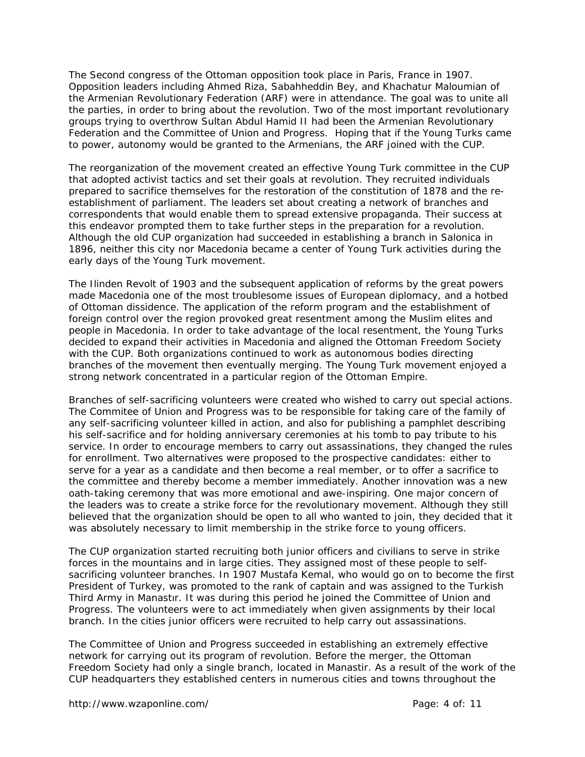The Second congress of the Ottoman opposition took place in Paris, France in 1907. Opposition leaders including Ahmed Riza, Sabahheddin Bey, and Khachatur Maloumian of the Armenian Revolutionary Federation (ARF) were in attendance. The goal was to unite all the parties, in order to bring about the revolution. Two of the most important revolutionary groups trying to overthrow Sultan Abdul Hamid II had been the Armenian Revolutionary Federation and the Committee of Union and Progress. Hoping that if the Young Turks came to power, autonomy would be granted to the Armenians, the ARF joined with the CUP.

The reorganization of the movement created an effective Young Turk committee in the CUP that adopted activist tactics and set their goals at revolution. They recruited individuals prepared to sacrifice themselves for the restoration of the constitution of 1878 and the re-establishment of parliament. The leaders set about creating a network of branches and correspondents that would enable them to spread extensive propaganda. Their success at this endeavor prompted them to take further steps in the preparation for a revolution. Although the old CUP organization had succeeded in establishing a branch in Salonica in 1896, neither this city nor Macedonia became a center of Young Turk activities during the early days of the Young Turk movement.

The Ilinden Revolt of 1903 and the subsequent application of reforms by the great powers made Macedonia one of the most troublesome issues of European diplomacy, and a hotbed of Ottoman dissidence. The application of the reform program and the establishment of foreign control over the region provoked great resentment among the Muslim elites and people in Macedonia. In order to take advantage of the local resentment, the Young Turks decided to expand their activities in Macedonia and aligned the Ottoman Freedom Society with the CUP. Both organizations continued to work as autonomous bodies directing branches of the movement then eventually merging. The Young Turk movement enjoyed a strong network concentrated in a particular region of the Ottoman Empire.

Branches of self-sacrificing volunteers were created who wished to carry out special actions. The Commitee of Union and Progress was to be responsible for taking care of the family of any self-sacrificing volunteer killed in action, and also for publishing a pamphlet describing his self-sacrifice and for holding anniversary ceremonies at his tomb to pay tribute to his service. In order to encourage members to carry out assassinations, they changed the rules for enrollment. Two alternatives were proposed to the prospective candidates: either to serve for a year as a candidate and then become a real member, or to offer a sacrifice to the committee and thereby become a member immediately. Another innovation was a new oath-taking ceremony that was more emotional and awe-inspiring. One major concern of the leaders was to create a strike force for the revolutionary movement. Although they still believed that the organization should be open to all who wanted to join, they decided that it was absolutely necessary to limit membership in the strike force to young officers.

The CUP organization started recruiting both junior officers and civilians to serve in strike forces in the mountains and in large cities. They assigned most of these people to self-sacrificing volunteer branches. In 1907 Mustafa Kemal, who would go on to become the first President of Turkey, was promoted to the rank of captain and was assigned to the Turkish Third Army in Manastır. It was during this period he joined the Committee of Union and Progress. The volunteers were to act immediately when given assignments by their local branch. In the cities junior officers were recruited to help carry out assassinations.

The Committee of Union and Progress succeeded in establishing an extremely effective network for carrying out its program of revolution. Before the merger, the Ottoman Freedom Society had only a single branch, located in Manastir. As a result of the work of the CUP headquarters they established centers in numerous cities and towns throughout the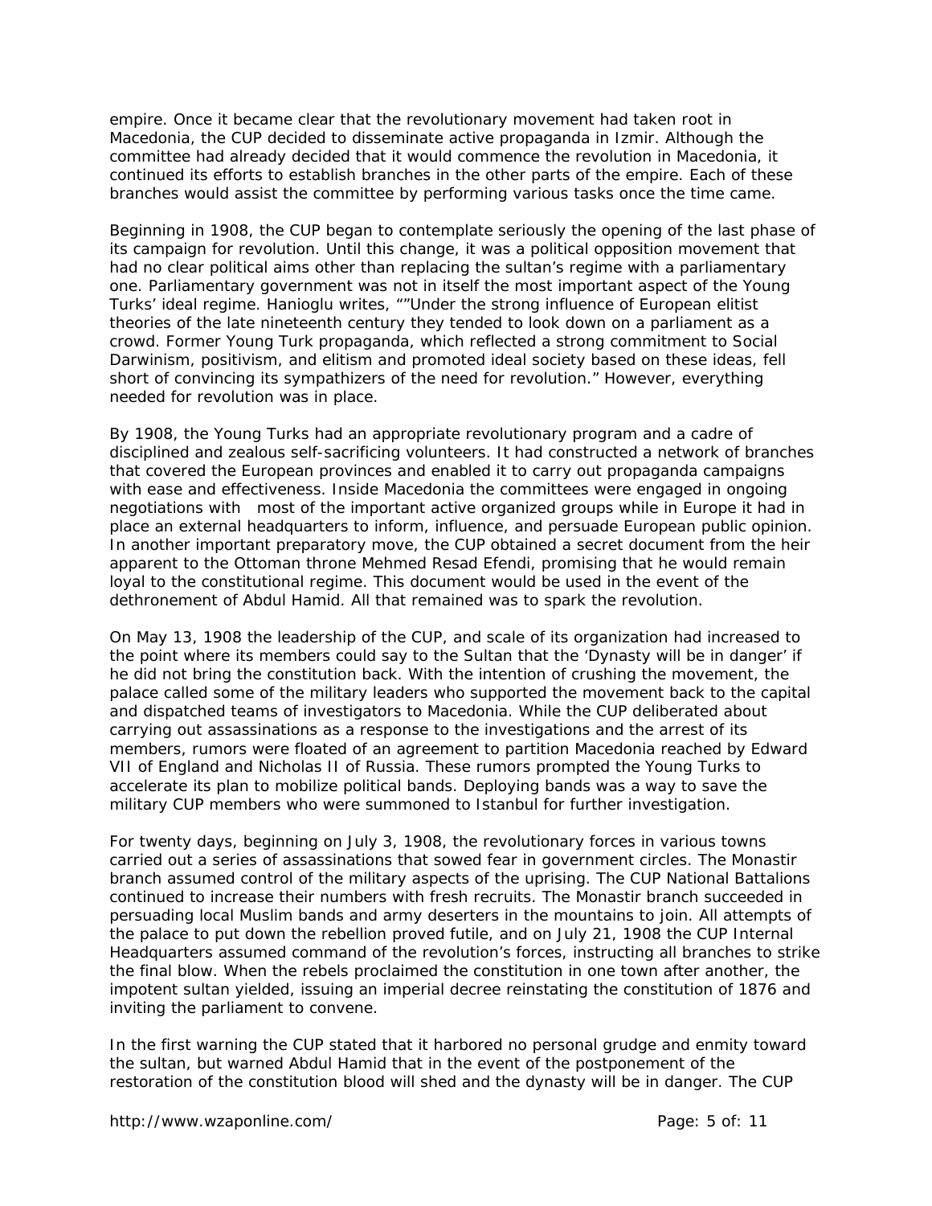empire. Once it became clear that the revolutionary movement had taken root in Macedonia, the CUP decided to disseminate active propaganda in Izmir. Although the committee had already decided that it would commence the revolution in Macedonia, it continued its efforts to establish branches in the other parts of the empire. Each of these branches would assist the committee by performing various tasks once the time came.

Beginning in 1908, the CUP began to contemplate seriously the opening of the last phase of its campaign for revolution. Until this change, it was a political opposition movement that had no clear political aims other than replacing the sultan's regime with a parliamentary one. Parliamentary government was not in itself the most important aspect of the Young Turks' ideal regime. Hanioglu writes, ""Under the strong influence of European elitist theories of the late nineteenth century they tended to look down on a parliament as a crowd. Former Young Turk propaganda, which reflected a strong commitment to Social Darwinism, positivism, and elitism and promoted ideal society based on these ideas, fell short of convincing its sympathizers of the need for revolution." However, everything needed for revolution was in place.

By 1908, the Young Turks had an appropriate revolutionary program and a cadre of disciplined and zealous self-sacrificing volunteers. It had constructed a network of branches that covered the European provinces and enabled it to carry out propaganda campaigns with ease and effectiveness. Inside Macedonia the committees were engaged in ongoing negotiations with most of the important active organized groups while in Europe it had in place an external headquarters to inform, influence, and persuade European public opinion. In another important preparatory move, the CUP obtained a secret document from the heir apparent to the Ottoman throne Mehmed Resad Efendi, promising that he would remain loyal to the constitutional regime. This document would be used in the event of the dethronement of Abdul Hamid. All that remained was to spark the revolution.

On May 13, 1908 the leadership of the CUP, and scale of its organization had increased to the point where its members could say to the Sultan that the 'Dynasty will be in danger' if he did not bring the constitution back. With the intention of crushing the movement, the palace called some of the military leaders who supported the movement back to the capital and dispatched teams of investigators to Macedonia. While the CUP deliberated about carrying out assassinations as a response to the investigations and the arrest of its members, rumors were floated of an agreement to partition Macedonia reached by Edward VII of England and Nicholas II of Russia. These rumors prompted the Young Turks to accelerate its plan to mobilize political bands. Deploying bands was a way to save the military CUP members who were summoned to Istanbul for further investigation.

For twenty days, beginning on July 3, 1908, the revolutionary forces in various towns carried out a series of assassinations that sowed fear in government circles. The Monastir branch assumed control of the military aspects of the uprising. The CUP National Battalions continued to increase their numbers with fresh recruits. The Monastir branch succeeded in persuading local Muslim bands and army deserters in the mountains to join. All attempts of the palace to put down the rebellion proved futile, and on July 21, 1908 the CUP Internal Headquarters assumed command of the revolution's forces, instructing all branches to strike the final blow. When the rebels proclaimed the constitution in one town after another, the impotent sultan yielded, issuing an imperial decree reinstating the constitution of 1876 and inviting the parliament to convene.

In the first warning the CUP stated that it harbored no personal grudge and enmity toward the sultan, but warned Abdul Hamid that in the event of the postponement of the restoration of the constitution blood will shed and the dynasty will be in danger. The CUP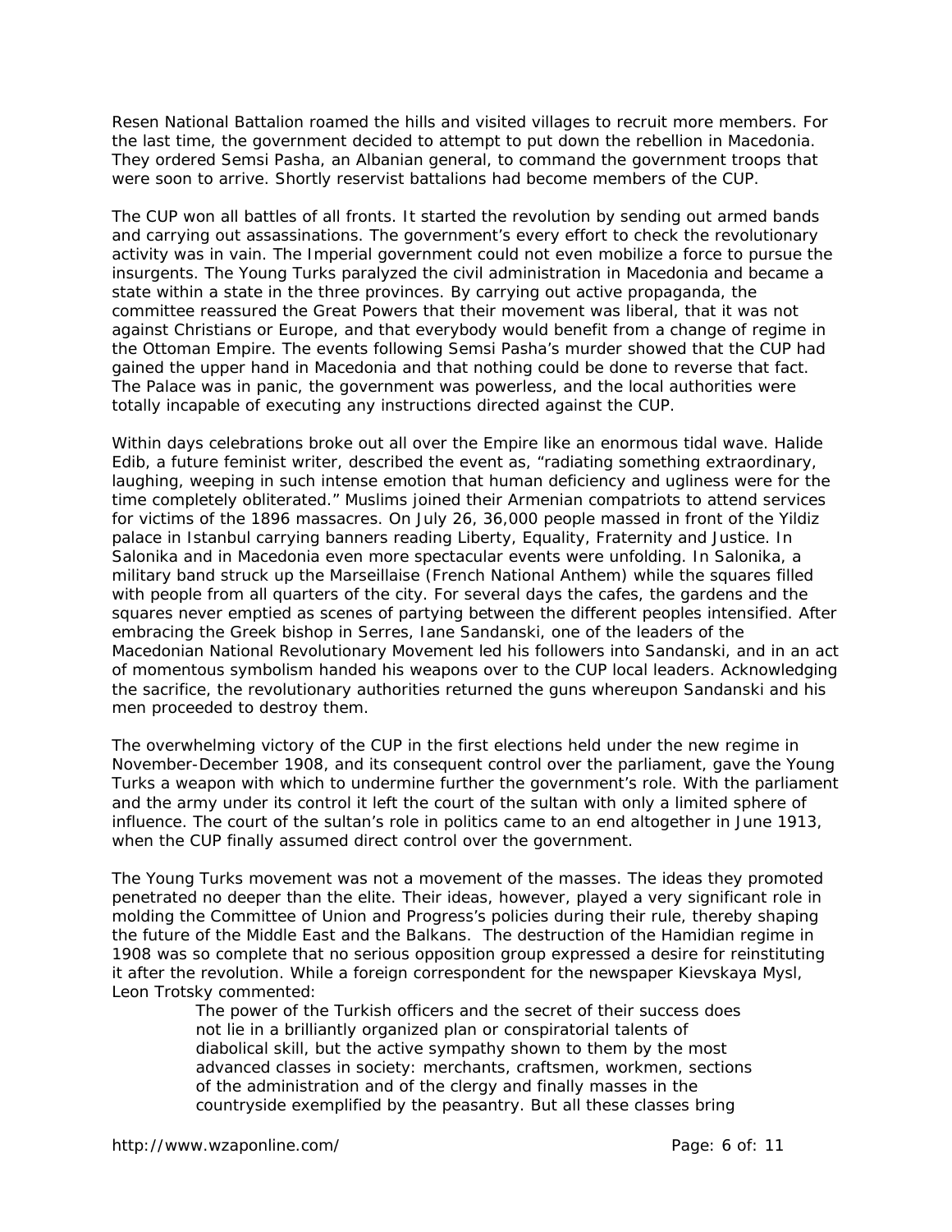Resen National Battalion roamed the hills and visited villages to recruit more members. For the last time, the government decided to attempt to put down the rebellion in Macedonia. They ordered Semsi Pasha, an Albanian general, to command the government troops that were soon to arrive. Shortly reservist battalions had become members of the CUP.

The CUP won all battles of all fronts. It started the revolution by sending out armed bands and carrying out assassinations. The government's every effort to check the revolutionary activity was in vain. The Imperial government could not even mobilize a force to pursue the insurgents. The Young Turks paralyzed the civil administration in Macedonia and became a state within a state in the three provinces. By carrying out active propaganda, the committee reassured the Great Powers that their movement was liberal, that it was not against Christians or Europe, and that everybody would benefit from a change of regime in the Ottoman Empire. The events following Semsi Pasha's murder showed that the CUP had gained the upper hand in Macedonia and that nothing could be done to reverse that fact. The Palace was in panic, the government was powerless, and the local authorities were totally incapable of executing any instructions directed against the CUP.

Within days celebrations broke out all over the Empire like an enormous tidal wave. Halide Edib, a future feminist writer, described the event as, "radiating something extraordinary, laughing, weeping in such intense emotion that human deficiency and ugliness were for the time completely obliterated." Muslims joined their Armenian compatriots to attend services for victims of the 1896 massacres. On July 26, 36,000 people massed in front of the Yildiz palace in Istanbul carrying banners reading Liberty, Equality, Fraternity and Justice. In Salonika and in Macedonia even more spectacular events were unfolding. In Salonika, a military band struck up the Marseillaise (French National Anthem) while the squares filled with people from all quarters of the city. For several days the cafes, the gardens and the squares never emptied as scenes of partying between the different peoples intensified. After embracing the Greek bishop in Serres, Iane Sandanski, one of the leaders of the Macedonian National Revolutionary Movement led his followers into Sandanski, and in an act of momentous symbolism handed his weapons over to the CUP local leaders. Acknowledging the sacrifice, the revolutionary authorities returned the guns whereupon Sandanski and his men proceeded to destroy them.

The overwhelming victory of the CUP in the first elections held under the new regime in November-December 1908, and its consequent control over the parliament, gave the Young Turks a weapon with which to undermine further the government's role. With the parliament and the army under its control it left the court of the sultan with only a limited sphere of influence. The court of the sultan's role in politics came to an end altogether in June 1913, when the CUP finally assumed direct control over the government.

The Young Turks movement was not a movement of the masses. The ideas they promoted penetrated no deeper than the elite. Their ideas, however, played a very significant role in molding the Committee of Union and Progress's policies during their rule, thereby shaping the future of the Middle East and the Balkans. The destruction of the Hamidian regime in 1908 was so complete that no serious opposition group expressed a desire for reinstituting it after the revolution. While a foreign correspondent for the newspaper Kievskaya Mysl, Leon Trotsky commented:

> The power of the Turkish officers and the secret of their success does not lie in a brilliantly organized plan or conspiratorial talents of diabolical skill, but the active sympathy shown to them by the most advanced classes in society: merchants, craftsmen, workmen, sections of the administration and of the clergy and finally masses in the countryside exemplified by the peasantry. But all these classes bring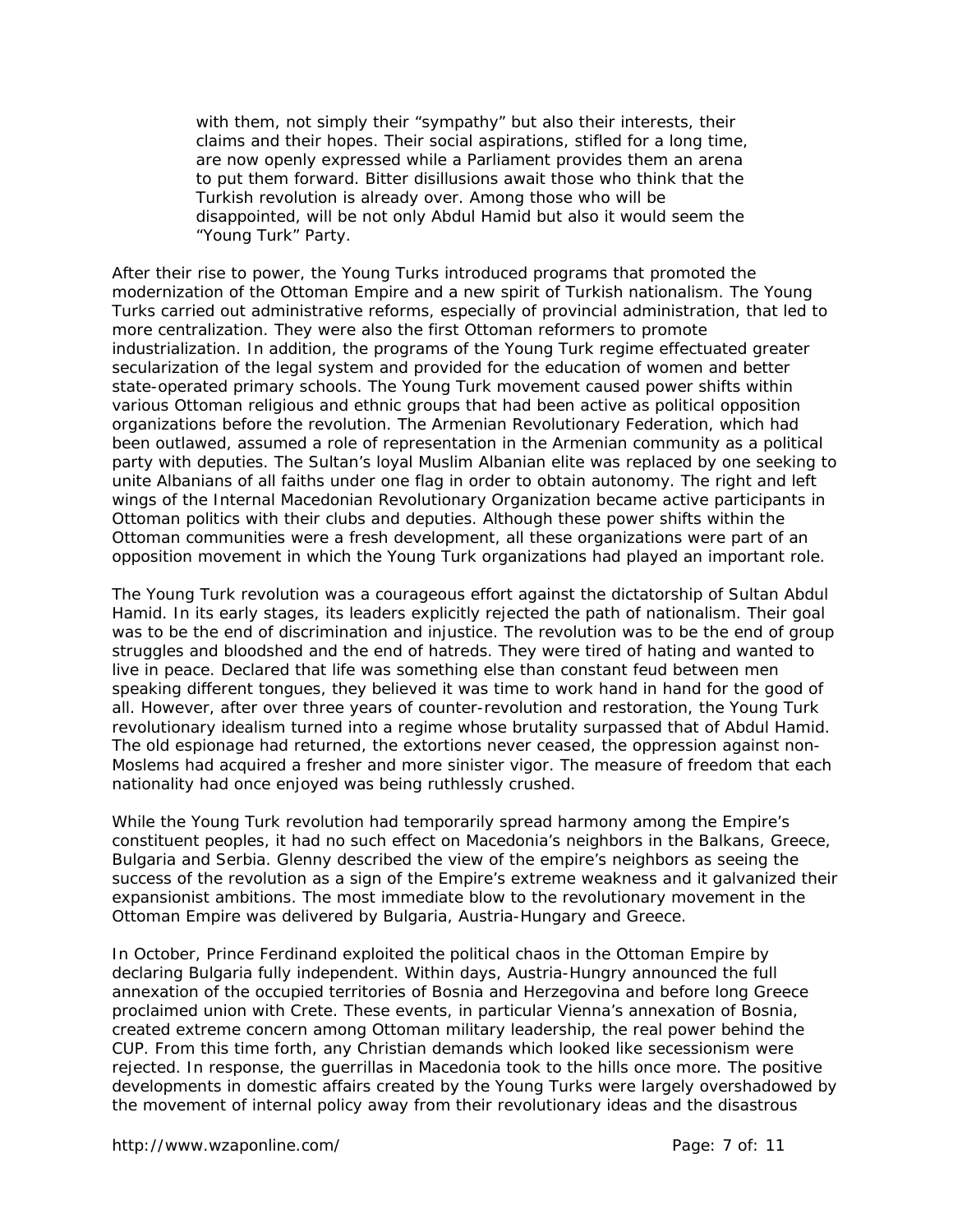> with them, not simply their "sympathy" but also their interests, their claims and their hopes. Their social aspirations, stifled for a long time, are now openly expressed while a Parliament provides them an arena to put them forward. Bitter disillusions await those who think that the Turkish revolution is already over. Among those who will be disappointed, will be not only Abdul Hamid but also it would seem the "Young Turk" Party.

After their rise to power, the Young Turks introduced programs that promoted the modernization of the Ottoman Empire and a new spirit of Turkish nationalism. The Young Turks carried out administrative reforms, especially of provincial administration, that led to more centralization. They were also the first Ottoman reformers to promote industrialization. In addition, the programs of the Young Turk regime effectuated greater secularization of the legal system and provided for the education of women and better state-operated primary schools. The Young Turk movement caused power shifts within various Ottoman religious and ethnic groups that had been active as political opposition organizations before the revolution. The Armenian Revolutionary Federation, which had been outlawed, assumed a role of representation in the Armenian community as a political party with deputies. The Sultan's loyal Muslim Albanian elite was replaced by one seeking to unite Albanians of all faiths under one flag in order to obtain autonomy. The right and left wings of the Internal Macedonian Revolutionary Organization became active participants in Ottoman politics with their clubs and deputies. Although these power shifts within the Ottoman communities were a fresh development, all these organizations were part of an opposition movement in which the Young Turk organizations had played an important role.

The Young Turk revolution was a courageous effort against the dictatorship of Sultan Abdul Hamid. In its early stages, its leaders explicitly rejected the path of nationalism. Their goal was to be the end of discrimination and injustice. The revolution was to be the end of group struggles and bloodshed and the end of hatreds. They were tired of hating and wanted to live in peace. Declared that life was something else than constant feud between men speaking different tongues, they believed it was time to work hand in hand for the good of all. However, after over three years of counter-revolution and restoration, the Young Turk revolutionary idealism turned into a regime whose brutality surpassed that of Abdul Hamid. The old espionage had returned, the extortions never ceased, the oppression against non-Moslems had acquired a fresher and more sinister vigor. The measure of freedom that each nationality had once enjoyed was being ruthlessly crushed.

While the Young Turk revolution had temporarily spread harmony among the Empire's constituent peoples, it had no such effect on Macedonia's neighbors in the Balkans, Greece, Bulgaria and Serbia. Glenny described the view of the empire's neighbors as seeing the success of the revolution as a sign of the Empire's extreme weakness and it galvanized their expansionist ambitions. The most immediate blow to the revolutionary movement in the Ottoman Empire was delivered by Bulgaria, Austria-Hungary and Greece.

In October, Prince Ferdinand exploited the political chaos in the Ottoman Empire by declaring Bulgaria fully independent. Within days, Austria-Hungry announced the full annexation of the occupied territories of Bosnia and Herzegovina and before long Greece proclaimed union with Crete. These events, in particular Vienna's annexation of Bosnia, created extreme concern among Ottoman military leadership, the real power behind the CUP. From this time forth, any Christian demands which looked like secessionism were rejected. In response, the guerrillas in Macedonia took to the hills once more. The positive developments in domestic affairs created by the Young Turks were largely overshadowed by the movement of internal policy away from their revolutionary ideas and the disastrous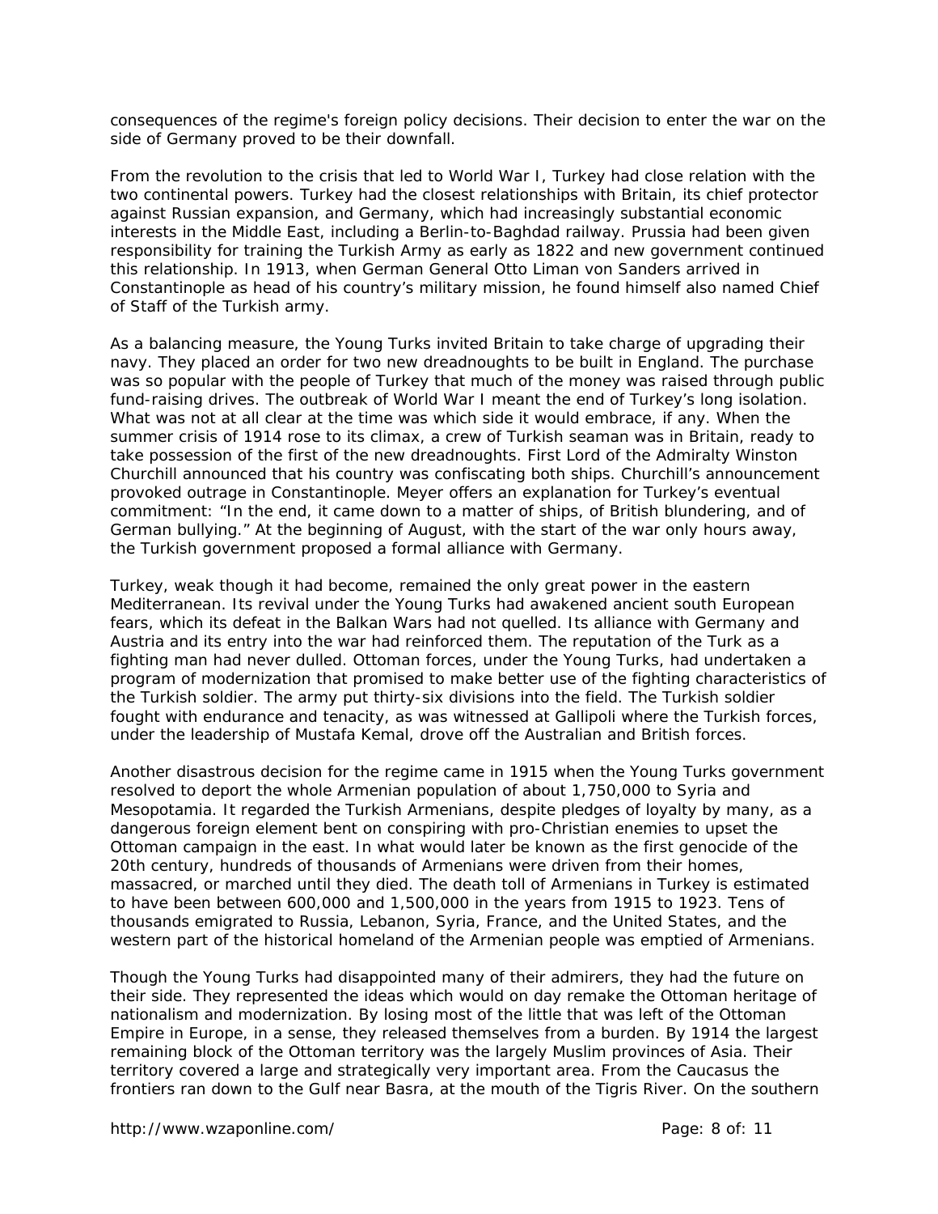consequences of the regime's foreign policy decisions. Their decision to enter the war on the side of Germany proved to be their downfall.

From the revolution to the crisis that led to World War I, Turkey had close relation with the two continental powers. Turkey had the closest relationships with Britain, its chief protector against Russian expansion, and Germany, which had increasingly substantial economic interests in the Middle East, including a Berlin-to-Baghdad railway. Prussia had been given responsibility for training the Turkish Army as early as 1822 and new government continued this relationship. In 1913, when German General Otto Liman von Sanders arrived in Constantinople as head of his country's military mission, he found himself also named Chief of Staff of the Turkish army.

As a balancing measure, the Young Turks invited Britain to take charge of upgrading their navy. They placed an order for two new dreadnoughts to be built in England. The purchase was so popular with the people of Turkey that much of the money was raised through public fund-raising drives. The outbreak of World War I meant the end of Turkey's long isolation. What was not at all clear at the time was which side it would embrace, if any. When the summer crisis of 1914 rose to its climax, a crew of Turkish seaman was in Britain, ready to take possession of the first of the new dreadnoughts. First Lord of the Admiralty Winston Churchill announced that his country was confiscating both ships. Churchill's announcement provoked outrage in Constantinople. Meyer offers an explanation for Turkey's eventual commitment: "In the end, it came down to a matter of ships, of British blundering, and of German bullying." At the beginning of August, with the start of the war only hours away, the Turkish government proposed a formal alliance with Germany.

Turkey, weak though it had become, remained the only great power in the eastern Mediterranean. Its revival under the Young Turks had awakened ancient south European fears, which its defeat in the Balkan Wars had not quelled. Its alliance with Germany and Austria and its entry into the war had reinforced them. The reputation of the Turk as a fighting man had never dulled. Ottoman forces, under the Young Turks, had undertaken a program of modernization that promised to make better use of the fighting characteristics of the Turkish soldier. The army put thirty-six divisions into the field. The Turkish soldier fought with endurance and tenacity, as was witnessed at Gallipoli where the Turkish forces, under the leadership of Mustafa Kemal, drove off the Australian and British forces.

Another disastrous decision for the regime came in 1915 when the Young Turks government resolved to deport the whole Armenian population of about 1,750,000 to Syria and Mesopotamia. It regarded the Turkish Armenians, despite pledges of loyalty by many, as a dangerous foreign element bent on conspiring with pro-Christian enemies to upset the Ottoman campaign in the east. In what would later be known as the first genocide of the 20th century, hundreds of thousands of Armenians were driven from their homes, massacred, or marched until they died. The death toll of Armenians in Turkey is estimated to have been between 600,000 and 1,500,000 in the years from 1915 to 1923. Tens of thousands emigrated to Russia, Lebanon, Syria, France, and the United States, and the western part of the historical homeland of the Armenian people was emptied of Armenians.

Though the Young Turks had disappointed many of their admirers, they had the future on their side. They represented the ideas which would on day remake the Ottoman heritage of nationalism and modernization. By losing most of the little that was left of the Ottoman Empire in Europe, in a sense, they released themselves from a burden. By 1914 the largest remaining block of the Ottoman territory was the largely Muslim provinces of Asia. Their territory covered a large and strategically very important area. From the Caucasus the frontiers ran down to the Gulf near Basra, at the mouth of the Tigris River. On the southern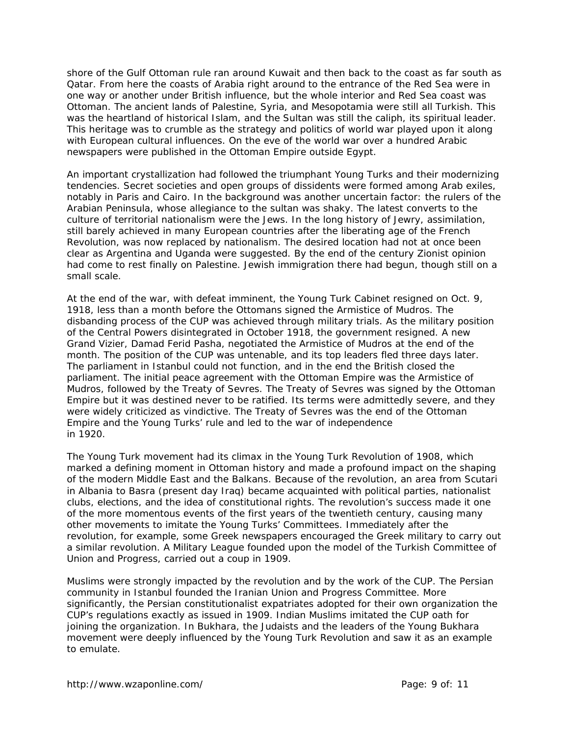shore of the Gulf Ottoman rule ran around Kuwait and then back to the coast as far south as Qatar. From here the coasts of Arabia right around to the entrance of the Red Sea were in one way or another under British influence, but the whole interior and Red Sea coast was Ottoman. The ancient lands of Palestine, Syria, and Mesopotamia were still all Turkish. This was the heartland of historical Islam, and the Sultan was still the caliph, its spiritual leader. This heritage was to crumble as the strategy and politics of world war played upon it along with European cultural influences. On the eve of the world war over a hundred Arabic newspapers were published in the Ottoman Empire outside Egypt.

An important crystallization had followed the triumphant Young Turks and their modernizing tendencies. Secret societies and open groups of dissidents were formed among Arab exiles, notably in Paris and Cairo. In the background was another uncertain factor: the rulers of the Arabian Peninsula, whose allegiance to the sultan was shaky. The latest converts to the culture of territorial nationalism were the Jews. In the long history of Jewry, assimilation, still barely achieved in many European countries after the liberating age of the French Revolution, was now replaced by nationalism. The desired location had not at once been clear as Argentina and Uganda were suggested. By the end of the century Zionist opinion had come to rest finally on Palestine. Jewish immigration there had begun, though still on a small scale.

At the end of the war, with defeat imminent, the Young Turk Cabinet resigned on Oct. 9, 1918, less than a month before the Ottomans signed the Armistice of Mudros. The disbanding process of the CUP was achieved through military trials. As the military position of the Central Powers disintegrated in October 1918, the government resigned. A new Grand Vizier, Damad Ferid Pasha, negotiated the Armistice of Mudros at the end of the month. The position of the CUP was untenable, and its top leaders fled three days later. The parliament in Istanbul could not function, and in the end the British closed the parliament. The initial peace agreement with the Ottoman Empire was the Armistice of Mudros, followed by the Treaty of Sevres. The Treaty of Sevres was signed by the Ottoman Empire but it was destined never to be ratified. Its terms were admittedly severe, and they were widely criticized as vindictive. The Treaty of Sevres was the end of the Ottoman Empire and the Young Turks' rule and led to the war of independence in 1920.

The Young Turk movement had its climax in the Young Turk Revolution of 1908, which marked a defining moment in Ottoman history and made a profound impact on the shaping of the modern Middle East and the Balkans. Because of the revolution, an area from Scutari in Albania to Basra (present day Iraq) became acquainted with political parties, nationalist clubs, elections, and the idea of constitutional rights. The revolution's success made it one of the more momentous events of the first years of the twentieth century, causing many other movements to imitate the Young Turks' Committees. Immediately after the revolution, for example, some Greek newspapers encouraged the Greek military to carry out a similar revolution. A Military League founded upon the model of the Turkish Committee of Union and Progress, carried out a coup in 1909.

Muslims were strongly impacted by the revolution and by the work of the CUP. The Persian community in Istanbul founded the Iranian Union and Progress Committee. More significantly, the Persian constitutionalist expatriates adopted for their own organization the CUP's regulations exactly as issued in 1909. Indian Muslims imitated the CUP oath for joining the organization. In Bukhara, the Judaists and the leaders of the Young Bukhara movement were deeply influenced by the Young Turk Revolution and saw it as an example to emulate.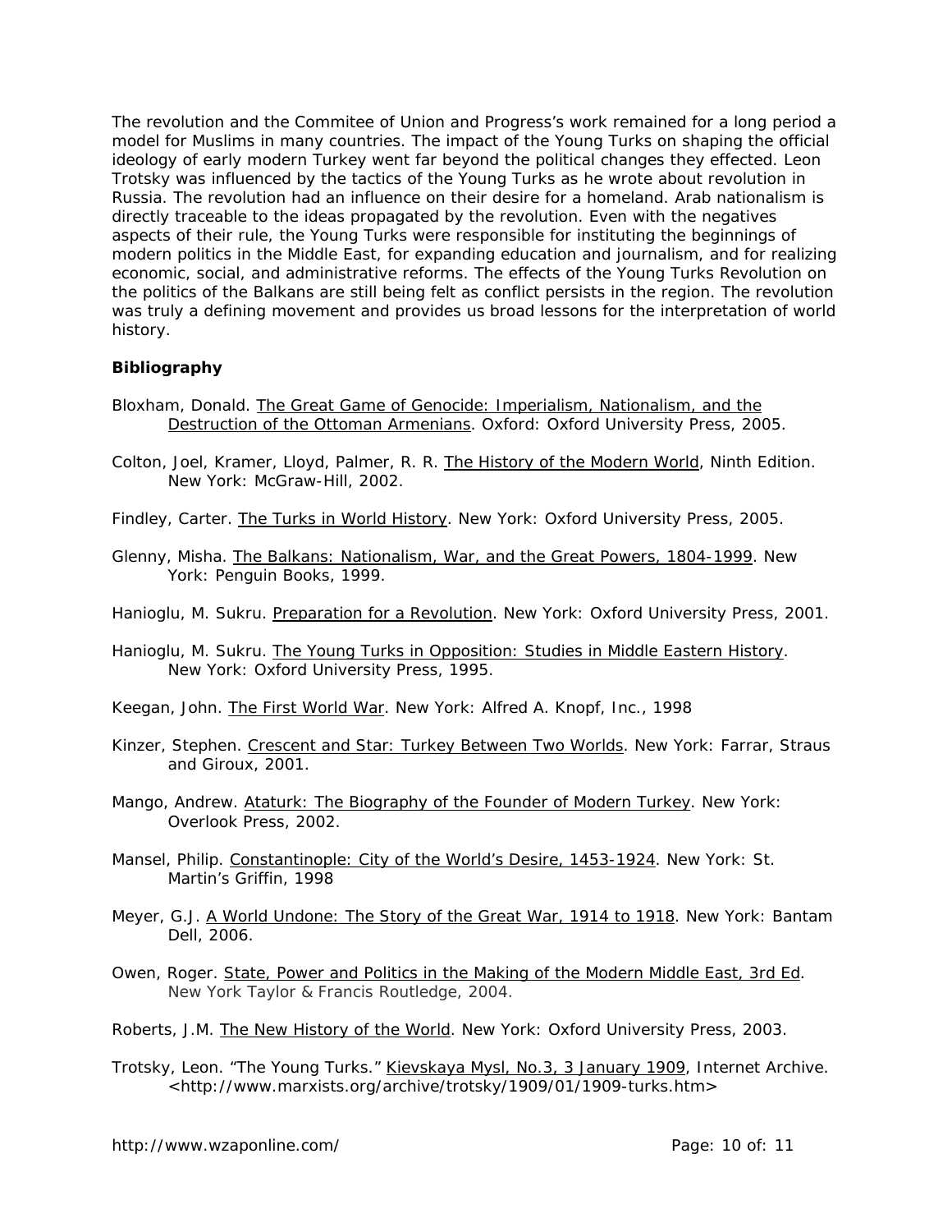The revolution and the Commitee of Union and Progress's work remained for a long period a model for Muslims in many countries. The impact of the Young Turks on shaping the official ideology of early modern Turkey went far beyond the political changes they effected. Leon Trotsky was influenced by the tactics of the Young Turks as he wrote about revolution in Russia. The revolution had an influence on their desire for a homeland. Arab nationalism is directly traceable to the ideas propagated by the revolution. Even with the negatives aspects of their rule, the Young Turks were responsible for instituting the beginnings of modern politics in the Middle East, for expanding education and journalism, and for realizing economic, social, and administrative reforms. The effects of the Young Turks Revolution on the politics of the Balkans are still being felt as conflict persists in the region. The revolution was truly a defining movement and provides us broad lessons for the interpretation of world history.

**Bibliography**

Bloxham, Donald. The Great Game of Genocide: Imperialism, Nationalism, and the Destruction of the Ottoman Armenians. Oxford: Oxford University Press, 2005.

Colton, Joel, Kramer, Lloyd, Palmer, R. R. The History of the Modern World, Ninth Edition. New York: McGraw-Hill, 2002.

Findley, Carter. The Turks in World History. New York: Oxford University Press, 2005.

Glenny, Misha. The Balkans: Nationalism, War, and the Great Powers, 1804-1999. New York: Penguin Books, 1999.

Hanioglu, M. Sukru. Preparation for a Revolution. New York: Oxford University Press, 2001.

Hanioglu, M. Sukru. The Young Turks in Opposition: Studies in Middle Eastern History. New York: Oxford University Press, 1995.

Keegan, John. The First World War. New York: Alfred A. Knopf, Inc., 1998

Kinzer, Stephen. Crescent and Star: Turkey Between Two Worlds. New York: Farrar, Straus and Giroux, 2001.

Mango, Andrew. Ataturk: The Biography of the Founder of Modern Turkey. New York: Overlook Press, 2002.

Mansel, Philip. Constantinople: City of the World's Desire, 1453-1924. New York: St. Martin's Griffin, 1998

Meyer, G.J. A World Undone: The Story of the Great War, 1914 to 1918. New York: Bantam Dell, 2006.

Owen, Roger. State, Power and Politics in the Making of the Modern Middle East, 3rd Ed. New York Taylor & Francis Routledge, 2004.

Roberts, J.M. The New History of the World. New York: Oxford University Press, 2003.

Trotsky, Leon. "The Young Turks." Kievskaya Mysl, No.3, 3 January 1909, Internet Archive. <http://www.marxists.org/archive/trotsky/1909/01/1909-turks.htm>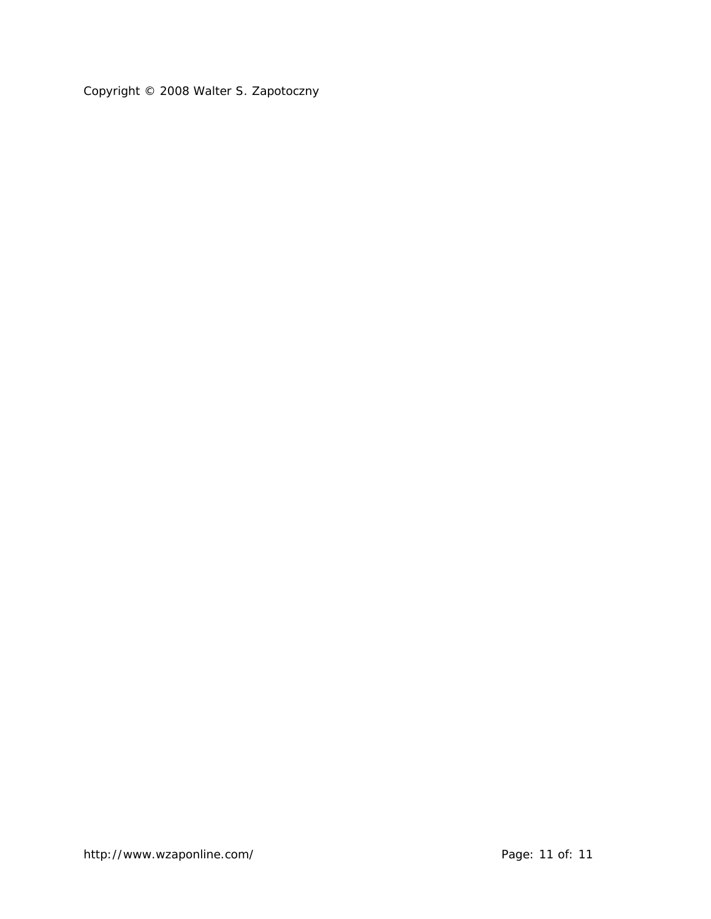Copyright © 2008 Walter S. Zapotoczny